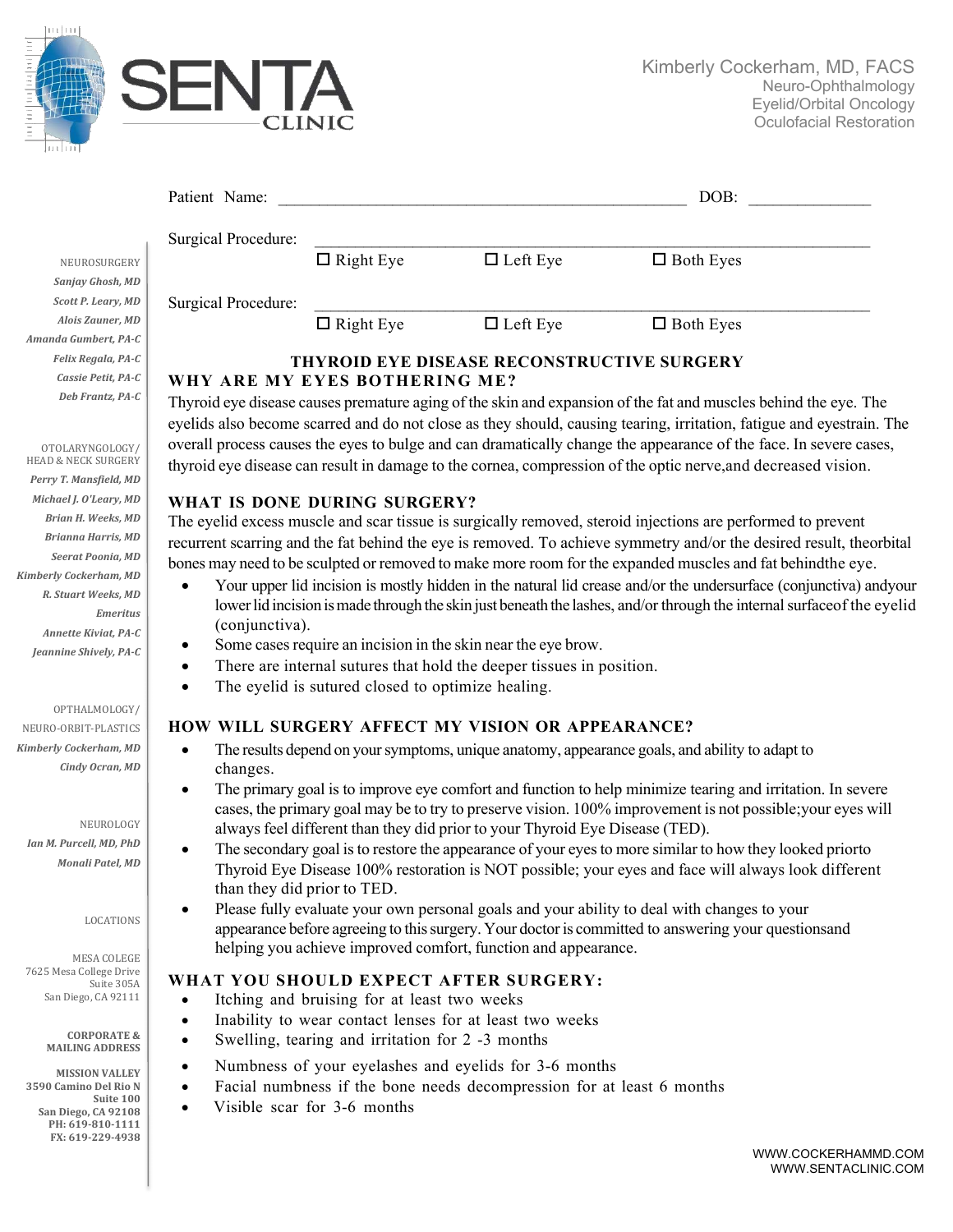Kimberly Cockerham, MD, FACS
Neuro-Ophthalmology
Eyelid/Orbital Oncology
Oculofacial Restoration

NEUROSURGERY
*Sanjay Ghosh, MD*
*Scott P. Leary, MD*
*Alois Zauner, MD*
*Amanda Gumbert, PA-C*
*Felix Regala, PA-C*
*Cassie Petit, PA-C*
*Deb Frantz, PA-C*

OTOLARYNGOLOGY/ HEAD & NECK SURGERY
*Perry T. Mansfield, MD*
*Michael J. O'Leary, MD*
*Brian H. Weeks, MD*
*Brianna Harris, MD*
*Seerat Poonia, MD*
*Kimberly Cockerham, MD*
*R. Stuart Weeks, MD Emeritus*
*Annette Kiviat, PA-C*
*Jeannine Shively, PA-C*

OPTHALMOLOGY/ NEURO-ORBIT-PLASTICS
*Kimberly Cockerham, MD*
*Cindy Ocran, MD*

NEUROLOGY
*Ian M. Purcell, MD, PhD*
*Monali Patel, MD*

LOCATIONS

MESA COLEGE
7625 Mesa College Drive
Suite 305A
San Diego, CA 92111

**CORPORATE & MAILING ADDRESS**

**MISSION VALLEY**
**3590 Camino Del Rio N**
**Suite 100**
**San Diego, CA 92108**
**PH: 619-810-1111**
**FX: 619-229-4938**

Patient Name: ________________________________________________ DOB: ______________

Surgical Procedure: ________________________________________________
☐ Right Eye ☐ Left Eye ☐ Both Eyes

Surgical Procedure: ________________________________________________
☐ Right Eye ☐ Left Eye ☐ Both Eyes

# THYROID EYE DISEASE RECONSTRUCTIVE SURGERY

## WHY ARE MY EYES BOTHERING ME?

Thyroid eye disease causes premature aging of the skin and expansion of the fat and muscles behind the eye. The eyelids also become scarred and do not close as they should, causing tearing, irritation, fatigue and eyestrain. The overall process causes the eyes to bulge and can dramatically change the appearance of the face. In severe cases, thyroid eye disease can result in damage to the cornea, compression of the optic nerve,and decreased vision.

## WHAT IS DONE DURING SURGERY?

The eyelid excess muscle and scar tissue is surgically removed, steroid injections are performed to prevent recurrent scarring and the fat behind the eye is removed. To achieve symmetry and/or the desired result, theorbital bones may need to be sculpted or removed to make more room for the expanded muscles and fat behindthe eye.

- Your upper lid incision is mostly hidden in the natural lid crease and/or the undersurface (conjunctiva) andyour lower lid incision is made through the skin just beneath the lashes, and/or through the internal surfaceof the eyelid (conjunctiva).
- Some cases require an incision in the skin near the eye brow.
- There are internal sutures that hold the deeper tissues in position.
- The eyelid is sutured closed to optimize healing.

## HOW WILL SURGERY AFFECT MY VISION OR APPEARANCE?

- The results depend on your symptoms, unique anatomy, appearance goals, and ability to adapt to changes.
- The primary goal is to improve eye comfort and function to help minimize tearing and irritation. In severe cases, the primary goal may be to try to preserve vision. 100% improvement is not possible;your eyes will always feel different than they did prior to your Thyroid Eye Disease (TED).
- The secondary goal is to restore the appearance of your eyes to more similar to how they looked priorto Thyroid Eye Disease 100% restoration is NOT possible; your eyes and face will always look different than they did prior to TED.
- Please fully evaluate your own personal goals and your ability to deal with changes to your appearance before agreeing to this surgery. Your doctor is committed to answering your questionsand helping you achieve improved comfort, function and appearance.

## WHAT YOU SHOULD EXPECT AFTER SURGERY:

- Itching and bruising for at least two weeks
- Inability to wear contact lenses for at least two weeks
- Swelling, tearing and irritation for 2 -3 months
- Numbness of your eyelashes and eyelids for 3-6 months
- Facial numbness if the bone needs decompression for at least 6 months
- Visible scar for 3-6 months

WWW.COCKERHAMMD.COM
WWW.SENTACLINIC.COM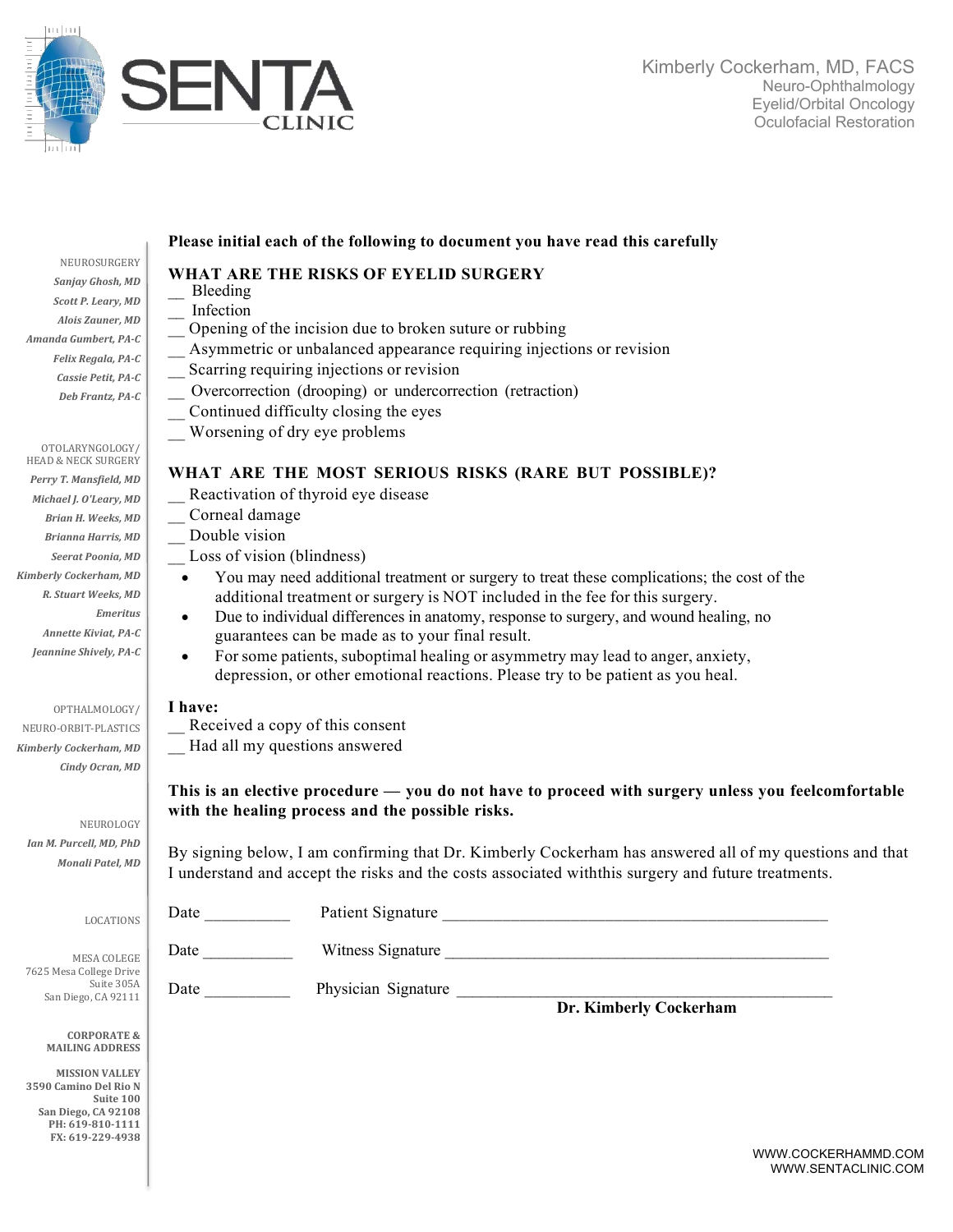SENTA CLINIC

Kimberly Cockerham, MD, FACS
Neuro-Ophthalmology
Eyelid/Orbital Oncology
Oculofacial Restoration

NEUROSURGERY
*Sanjay Ghosh, MD*
*Scott P. Leary, MD*
*Alois Zauner, MD*
*Amanda Gumbert, PA-C*
*Felix Regala, PA-C*
*Cassie Petit, PA-C*
*Deb Frantz, PA-C*

OTOLARYNGOLOGY/ HEAD & NECK SURGERY
*Perry T. Mansfield, MD*
*Michael J. O'Leary, MD*
*Brian H. Weeks, MD*
*Brianna Harris, MD*
*Seerat Poonia, MD*
*Kimberly Cockerham, MD*
*R. Stuart Weeks, MD*
*Emeritus*
*Annette Kiviat, PA-C*
*Jeannine Shively, PA-C*

OPTHALMOLOGY/ NEURO-ORBIT-PLASTICS
*Kimberly Cockerham, MD*
*Cindy Ocran, MD*

NEUROLOGY
*Ian M. Purcell, MD, PhD*
*Monali Patel, MD*

LOCATIONS

MESA COLEGE
7625 Mesa College Drive
Suite 305A
San Diego, CA 92111

**CORPORATE & MAILING ADDRESS**

**MISSION VALLEY**
**3590 Camino Del Rio N**
**Suite 100**
**San Diego, CA 92108**
**PH: 619-810-1111**
**FX: 619-229-4938**

**Please initial each of the following to document you have read this carefully**

**WHAT ARE THE RISKS OF EYELID SURGERY**

__ Bleeding
__ Infection
__ Opening of the incision due to broken suture or rubbing
__ Asymmetric or unbalanced appearance requiring injections or revision
__ Scarring requiring injections or revision
__ Overcorrection (drooping) or undercorrection (retraction)
__ Continued difficulty closing the eyes
__ Worsening of dry eye problems

**WHAT ARE THE MOST SERIOUS RISKS (RARE BUT POSSIBLE)?**

__ Reactivation of thyroid eye disease
__ Corneal damage
__ Double vision
__ Loss of vision (blindness)

- You may need additional treatment or surgery to treat these complications; the cost of the additional treatment or surgery is NOT included in the fee for this surgery.
- Due to individual differences in anatomy, response to surgery, and wound healing, no guarantees can be made as to your final result.
- For some patients, suboptimal healing or asymmetry may lead to anger, anxiety, depression, or other emotional reactions. Please try to be patient as you heal.

**I have:**

__ Received a copy of this consent
__ Had all my questions answered

**This is an elective procedure — you do not have to proceed with surgery unless you feelcomfortable with the healing process and the possible risks.**

By signing below, I am confirming that Dr. Kimberly Cockerham has answered all of my questions and that I understand and accept the risks and the costs associated withthis surgery and future treatments.

Date __________ Patient Signature ______________________________________________

Date __________ Witness Signature ______________________________________________

Date __________ Physician Signature ______________________________________________
**Dr. Kimberly Cockerham**

WWW.COCKERHAMMD.COM
WWW.SENTACLINIC.COM